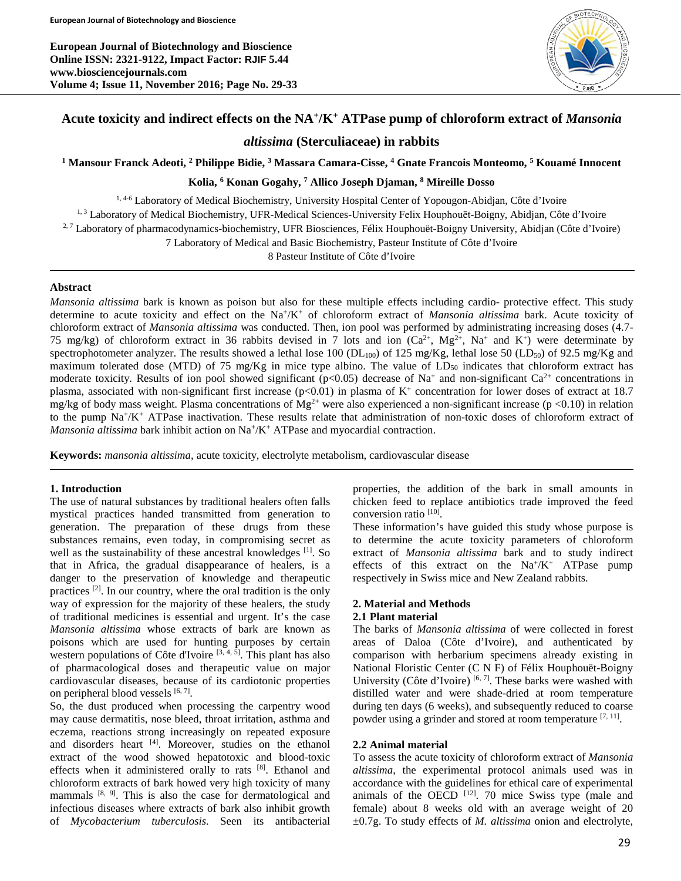# Acute toxicity and indirect effects on the $NA^+/K^+$ ATPase pump of chloroform extract of *Mansonia altissima* (Sterculiaceae) in rabbits

**[1] Mansour Franck Adeoti, [2] Philippe Bidie, [3] Massara Camara-Cisse, [4] Gnate Francois Monteomo, [5] Kouamé Innocent Kolia, [6] Konan Gogahy, [7] Allico Joseph Djaman, [8] Mireille Dosso**

[1, 4-6] Laboratory of Medical Biochemistry, University Hospital Center of Yopougon-Abidjan, Côte d'Ivoire

[1, 3] Laboratory of Medical Biochemistry, UFR-Medical Sciences-University Felix Houphouēt-Boigny, Abidjan, Côte d'Ivoire

[2, 7] Laboratory of pharmacodynamics-biochemistry, UFR Biosciences, Félix Houphouët-Boigny University, Abidjan (Côte d'Ivoire)

7 Laboratory of Medical and Basic Biochemistry, Pasteur Institute of Côte d'Ivoire

8 Pasteur Institute of Côte d'Ivoire

### Abstract

*Mansonia altissima* bark is known as poison but also for these multiple effects including cardio- protective effect. This study determine to acute toxicity and effect on the $Na^+/K^+$ of chloroform extract of *Mansonia altissima* bark. Acute toxicity of chloroform extract of *Mansonia altissima* was conducted. Then, ion pool was performed by administrating increasing doses (4.7-75 mg/kg) of chloroform extract in 36 rabbits devised in 7 lots and ion ($Ca^{2+}$, $Mg^{2+}$, $Na^+$ and $K^+$) were determinate by spectrophotometer analyzer. The results showed a lethal lose 100 ($DL_{100}$) of 125 mg/Kg, lethal lose 50 ($LD_{50}$) of 92.5 mg/Kg and maximum tolerated dose (MTD) of 75 mg/Kg in mice type albino. The value of $LD_{50}$ indicates that chloroform extract has moderate toxicity. Results of ion pool showed significant ($p<0.05$) decrease of $Na^+$ and non-significant $Ca^{2+}$ concentrations in plasma, associated with non-significant first increase ($p<0.01$) in plasma of $K^+$ concentration for lower doses of extract at 18.7 mg/kg of body mass weight. Plasma concentrations of $Mg^{2+}$ were also experienced a non-significant increase ($p<0.10$) in relation to the pump $Na^+/K^+$ ATPase inactivation. These results relate that administration of non-toxic doses of chloroform extract of *Mansonia altissima* bark inhibit action on $Na^+/K^+$ ATPase and myocardial contraction.

**Keywords:** *mansonia altissima*, acute toxicity, electrolyte metabolism, cardiovascular disease

## 1. Introduction

The use of natural substances by traditional healers often falls mystical practices handed transmitted from generation to generation. The preparation of these drugs from these substances remains, even today, in compromising secret as well as the sustainability of these ancestral knowledges [1]. So that in Africa, the gradual disappearance of healers, is a danger to the preservation of knowledge and therapeutic practices [2]. In our country, where the oral tradition is the only way of expression for the majority of these healers, the study of traditional medicines is essential and urgent. It's the case *Mansonia altissima* whose extracts of bark are known as poisons which are used for hunting purposes by certain western populations of Côte d'Ivoire [3, 4, 5]. This plant has also of pharmacological doses and therapeutic value on major cardiovascular diseases, because of its cardiotonic properties on peripheral blood vessels [6, 7].

So, the dust produced when processing the carpentry wood may cause dermatitis, nose bleed, throat irritation, asthma and eczema, reactions strong increasingly on repeated exposure and disorders heart [4]. Moreover, studies on the ethanol extract of the wood showed hepatotoxic and blood-toxic effects when it administered orally to rats [8]. Ethanol and chloroform extracts of bark howed very high toxicity of many mammals [8, 9]. This is also the case for dermatological and infectious diseases where extracts of bark also inhibit growth of *Mycobacterium tuberculosis*. Seen its antibacterial properties, the addition of the bark in small amounts in chicken feed to replace antibiotics trade improved the feed conversion ratio [10].

These information's have guided this study whose purpose is to determine the acute toxicity parameters of chloroform extract of *Mansonia altissima* bark and to study indirect effects of this extract on the $Na^+/K^+$ ATPase pump respectively in Swiss mice and New Zealand rabbits.

## 2. Material and Methods

### 2.1 Plant material

The barks of *Mansonia altissima* of were collected in forest areas of Daloa (Côte d'Ivoire), and authenticated by comparison with herbarium specimens already existing in National Floristic Center (C N F) of Félix Houphouët-Boigny University (Côte d'Ivoire) [6, 7]. These barks were washed with distilled water and were shade-dried at room temperature during ten days (6 weeks), and subsequently reduced to coarse powder using a grinder and stored at room temperature [7, 11].

### 2.2 Animal material

To assess the acute toxicity of chloroform extract of *Mansonia altissima*, the experimental protocol animals used was in accordance with the guidelines for ethical care of experimental animals of the OECD [12]. 70 mice Swiss type (male and female) about 8 weeks old with an average weight of 20 ±0.7g. To study effects of *M. altissima* onion and electrolyte,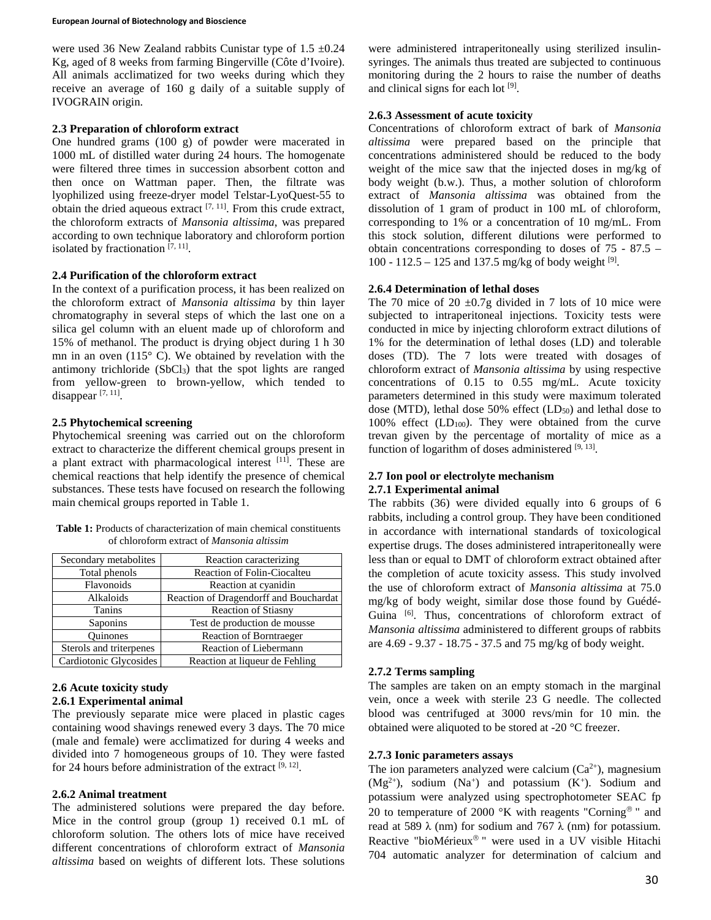were used 36 New Zealand rabbits Cunistar type of 1.5 ±0.24 Kg, aged of 8 weeks from farming Bingerville (Côte d'Ivoire). All animals acclimatized for two weeks during which they receive an average of 160 g daily of a suitable supply of IVOGRAIN origin.

### 2.3 Preparation of chloroform extract

One hundred grams (100 g) of powder were macerated in 1000 mL of distilled water during 24 hours. The homogenate were filtered three times in succession absorbent cotton and then once on Wattman paper. Then, the filtrate was lyophilized using freeze-dryer model Telstar-LyoQuest-55 to obtain the dried aqueous extract [7, 11]. From this crude extract, the chloroform extracts of *Mansonia altissima*, was prepared according to own technique laboratory and chloroform portion isolated by fractionation [7, 11].

### 2.4 Purification of the chloroform extract

In the context of a purification process, it has been realized on the chloroform extract of *Mansonia altissima* by thin layer chromatography in several steps of which the last one on a silica gel column with an eluent made up of chloroform and 15% of methanol. The product is drying object during 1 h 30 mn in an oven (115° C). We obtained by revelation with the antimony trichloride ($SbCl_3$) that the spot lights are ranged from yellow-green to brown-yellow, which tended to disappear [7, 11].

### 2.5 Phytochemical screening

Phytochemical sreening was carried out on the chloroform extract to characterize the different chemical groups present in a plant extract with pharmacological interest [11]. These are chemical reactions that help identify the presence of chemical substances. These tests have focused on research the following main chemical groups reported in Table 1.

**Table 1:** Products of characterization of main chemical constituents of chloroform extract of *Mansonia altissim*

| Secondary metabolites | Reaction caracterizing |
|---|---|
| Total phenols | Reaction of Folin-Ciocalteu |
| Flavonoids | Reaction at cyanidin |
| Alkaloids | Reaction of Dragendorff and Bouchardat |
| Tanins | Reaction of Stiasny |
| Saponins | Test de production de mousse |
| Quinones | Reaction of Borntraeger |
| Sterols and triterpenes | Reaction of Liebermann |
| Cardiotonic Glycosides | Reaction at liqueur de Fehling |

### 2.6 Acute toxicity study

#### 2.6.1 Experimental animal

The previously separate mice were placed in plastic cages containing wood shavings renewed every 3 days. The 70 mice (male and female) were acclimatized for during 4 weeks and divided into 7 homogeneous groups of 10. They were fasted for 24 hours before administration of the extract [9, 12].

#### 2.6.2 Animal treatment

The administered solutions were prepared the day before. Mice in the control group (group 1) received 0.1 mL of chloroform solution. The others lots of mice have received different concentrations of chloroform extract of *Mansonia altissima* based on weights of different lots. These solutions were administered intraperitoneally using sterilized insulin-syringes. The animals thus treated are subjected to continuous monitoring during the 2 hours to raise the number of deaths and clinical signs for each lot [9].

#### 2.6.3 Assessment of acute toxicity

Concentrations of chloroform extract of bark of *Mansonia altissima* were prepared based on the principle that concentrations administered should be reduced to the body weight of the mice saw that the injected doses in mg/kg of body weight (b.w.). Thus, a mother solution of chloroform extract of *Mansonia altissima* was obtained from the dissolution of 1 gram of product in 100 mL of chloroform, corresponding to 1% or a concentration of 10 mg/mL. From this stock solution, different dilutions were performed to obtain concentrations corresponding to doses of 75 - 87.5 – 100 - 112.5 – 125 and 137.5 mg/kg of body weight [9].

#### 2.6.4 Determination of lethal doses

The 70 mice of 20 ±0.7g divided in 7 lots of 10 mice were subjected to intraperitoneal injections. Toxicity tests were conducted in mice by injecting chloroform extract dilutions of 1% for the determination of lethal doses (LD) and tolerable doses (TD). The 7 lots were treated with dosages of chloroform extract of *Mansonia altissima* by using respective concentrations of 0.15 to 0.55 mg/mL. Acute toxicity parameters determined in this study were maximum tolerated dose (MTD), lethal dose 50% effect ($LD_{50}$) and lethal dose to 100% effect ($LD_{100}$). They were obtained from the curve trevan given by the percentage of mortality of mice as a function of logarithm of doses administered [9, 13].

### 2.7 Ion pool or electrolyte mechanism

#### 2.7.1 Experimental animal

The rabbits (36) were divided equally into 6 groups of 6 rabbits, including a control group. They have been conditioned in accordance with international standards of toxicological expertise drugs. The doses administered intraperitoneally were less than or equal to DMT of chloroform extract obtained after the completion of acute toxicity assess. This study involved the use of chloroform extract of *Mansonia altissima* at 75.0 mg/kg of body weight, similar dose those found by Guédé-Guina [6]. Thus, concentrations of chloroform extract of *Mansonia altissima* administered to different groups of rabbits are 4.69 - 9.37 - 18.75 - 37.5 and 75 mg/kg of body weight.

#### 2.7.2 Terms sampling

The samples are taken on an empty stomach in the marginal vein, once a week with sterile 23 G needle. The collected blood was centrifuged at 3000 revs/min for 10 min. the obtained were aliquoted to be stored at -20 °C freezer.

#### 2.7.3 Ionic parameters assays

The ion parameters analyzed were calcium ($Ca^{2+}$), magnesium ($Mg^{2+}$), sodium ($Na^{+}$) and potassium ($K^{+}$). Sodium and potassium were analyzed using spectrophotometer SEAC fp 20 to temperature of 2000 °K with reagents "Corning®" and read at 589 λ (nm) for sodium and 767 λ (nm) for potassium. Reactive "bioMérieux®" were used in a UV visible Hitachi 704 automatic analyzer for determination of calcium and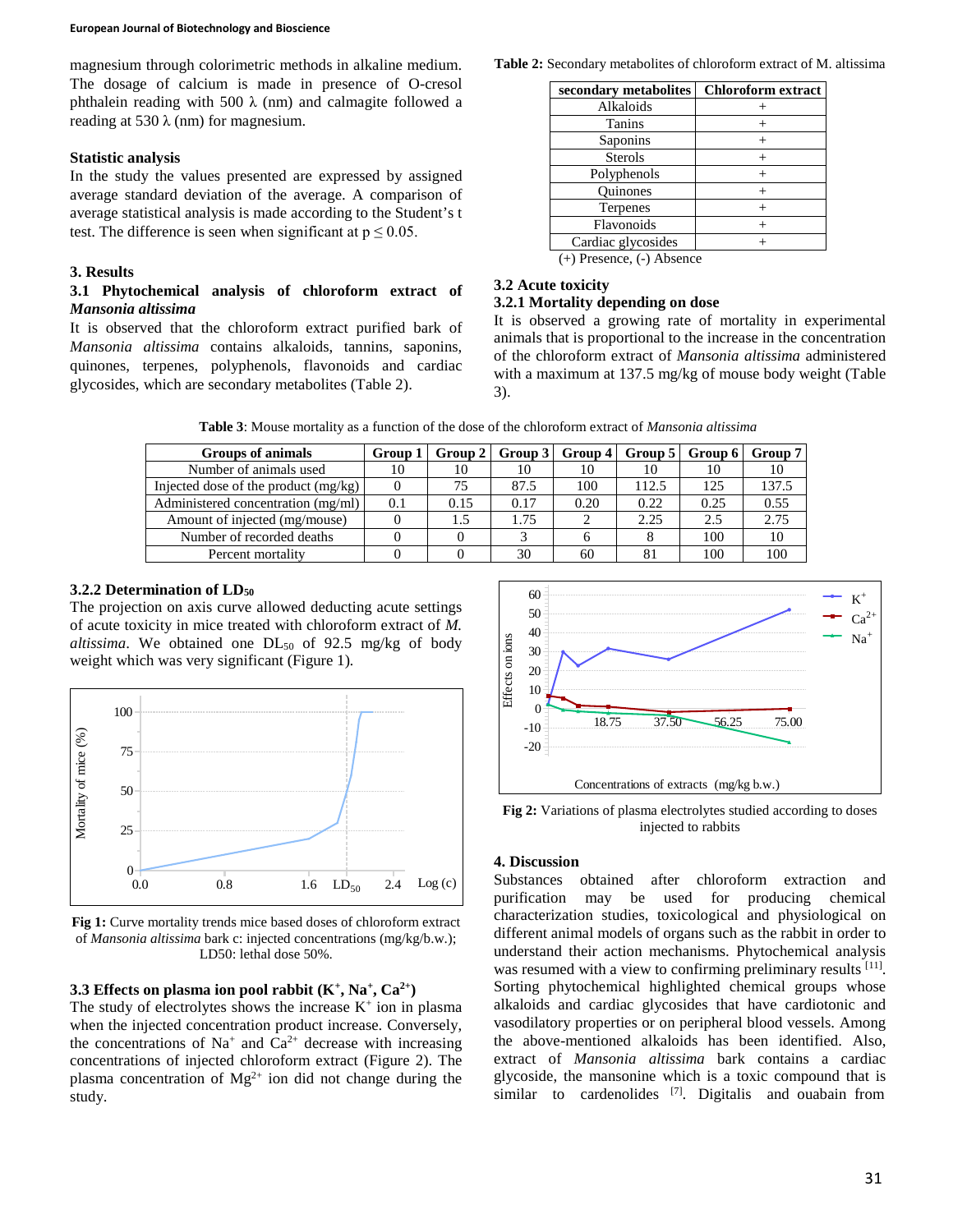magnesium through colorimetric methods in alkaline medium. The dosage of calcium is made in presence of O-cresol phthalein reading with 500 λ (nm) and calmagite followed a reading at 530 λ (nm) for magnesium.

**Statistic analysis**

In the study the values presented are expressed by assigned average standard deviation of the average. A comparison of average statistical analysis is made according to the Student's t test. The difference is seen when significant at $p \leq 0.05$.

## 3. Results

### 3.1 Phytochemical analysis of chloroform extract of *Mansonia altissima*

It is observed that the chloroform extract purified bark of *Mansonia altissima* contains alkaloids, tannins, saponins, quinones, terpenes, polyphenols, flavonoids and cardiac glycosides, which are secondary metabolites (Table 2).

**Table 2:** Secondary metabolites of chloroform extract of M. altissima

| secondary metabolites | Chloroform extract |
|---|---|
| Alkaloids | + |
| Tanins | + |
| Saponins | + |
| Sterols | + |
| Polyphenols | + |
| Quinones | + |
| Terpenes | + |
| Flavonoids | + |
| Cardiac glycosides | + |

(+) Presence, (-) Absence

### 3.2 Acute toxicity

### 3.2.1 Mortality depending on dose

It is observed a growing rate of mortality in experimental animals that is proportional to the increase in the concentration of the chloroform extract of *Mansonia altissima* administered with a maximum at 137.5 mg/kg of mouse body weight (Table 3).

**Table 3**: Mouse mortality as a function of the dose of the chloroform extract of *Mansonia altissima*

| Groups of animals | Group 1 | Group 2 | Group 3 | Group 4 | Group 5 | Group 6 | Group 7 |
|---|---|---|---|---|---|---|---|
| Number of animals used | 10 | 10 | 10 | 10 | 10 | 10 | 10 |
| Injected dose of the product (mg/kg) | 0 | 75 | 87.5 | 100 | 112.5 | 125 | 137.5 |
| Administered concentration (mg/ml) | 0.1 | 0.15 | 0.17 | 0.20 | 0.22 | 0.25 | 0.55 |
| Amount of injected (mg/mouse) | 0 | 1.5 | 1.75 | 2 | 2.25 | 2.5 | 2.75 |
| Number of recorded deaths | 0 | 0 | 3 | 6 | 8 | 100 | 10 |
| Percent mortality | 0 | 0 | 30 | 60 | 81 | 100 | 100 |

### 3.2.2 Determination of $LD_{50}$

The projection on axis curve allowed deducting acute settings of acute toxicity in mice treated with chloroform extract of *M. altissima*. We obtained one $DL_{50}$ of 92.5 mg/kg of body weight which was very significant (Figure 1).

**Fig 1:** Curve mortality trends mice based doses of chloroform extract of *Mansonia altissima* bark c: injected concentrations (mg/kg/b.w.); LD50: lethal dose 50%.

### 3.3 Effects on plasma ion pool rabbit ($K^+$, $Na^+$, $Ca^{2+}$)

The study of electrolytes shows the increase $K^+$ ion in plasma when the injected concentration product increase. Conversely, the concentrations of $Na^+$ and $Ca^{2+}$ decrease with increasing concentrations of injected chloroform extract (Figure 2). The plasma concentration of $Mg^{2+}$ ion did not change during the study.

**Fig 2:** Variations of plasma electrolytes studied according to doses injected to rabbits

## 4. Discussion

Substances obtained after chloroform extraction and purification may be used for producing chemical characterization studies, toxicological and physiological on different animal models of organs such as the rabbit in order to understand their action mechanisms. Phytochemical analysis was resumed with a view to confirming preliminary results [11]. Sorting phytochemical highlighted chemical groups whose alkaloids and cardiac glycosides that have cardiotonic and vasodilatory properties or on peripheral blood vessels. Among the above-mentioned alkaloids has been identified. Also, extract of *Mansonia altissima* bark contains a cardiac glycoside, the mansonine which is a toxic compound that is similar to cardenolides [7]. Digitalis and ouabain from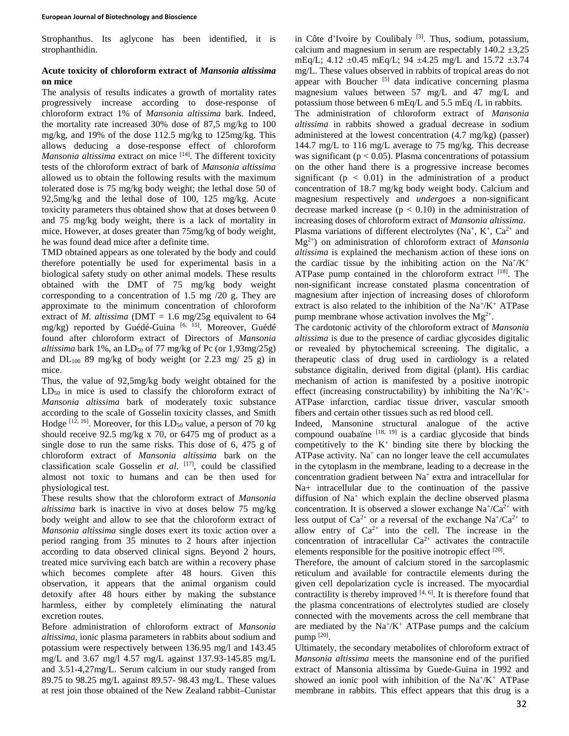Strophanthus. Its aglycone has been identified, it is strophanthidin.

**Acute toxicity of chloroform extract of *Mansonia altissima* on mice**

The analysis of results indicates a growth of mortality rates progressively increase according to dose-response of chloroform extract 1% of *Mansonia altissima* bark. Indeed, the mortality rate increased 30% dose of 87,5 mg/kg to 100 mg/kg, and 19% of the dose 112.5 mg/kg to 125mg/kg. This allows deducing a dose-response effect of chloroform *Mansonia altissima* extract on mice [14]. The different toxicity tests of the chloroform extract of bark of *Mansonia altissima* allowed us to obtain the following results with the maximum tolerated dose is 75 mg/kg body weight; the lethal dose 50 of 92,5mg/kg and the lethal dose of 100, 125 mg/kg. Acute toxicity parameters thus obtained show that at doses between 0 and 75 mg/kg body weight, there is a lack of mortality in mice. However, at doses greater than 75mg/kg of body weight, he was found dead mice after a definite time.

TMD obtained appears as one tolerated by the body and could therefore potentially be used for experimental basis in a biological safety study on other animal models. These results obtained with the DMT of 75 mg/kg body weight corresponding to a concentration of 1.5 mg /20 g. They are approximate to the minimum concentration of chloroform extract of *M. altissima* (DMT = 1.6 mg/25g equivalent to 64 mg/kg) reported by Guédé-Guina [6, 15]. Moreover, Guédé found after chloroform extract of Directors of *Mansonia altissima* bark 1%, an $LD_{50}$ of 77 mg/kg of Pc (or 1,93mg/25g) and $DL_{100}$ 89 mg/kg of body weight (or 2.23 mg/ 25 g) in mice.

Thus, the value of 92,5mg/kg body weight obtained for the $LD_{50}$ in mice is used to classify the chloroform extract of *Mansonia altissima* bark of moderately toxic substance according to the scale of Gosselin toxicity classes, and Smith Hodge [12, 16]. Moreover, for this $LD_{50}$ value, a person of 70 kg should receive 92.5 mg/kg x 70, or 6475 mg of product as a single dose to run the same risks. This dose of 6, 475 g of chloroform extract of *Mansonia altissima* bark on the classification scale Gosselin *et al*. [17], could be classified almost not toxic to humans and can be then used for physiological test.

These results show that the chloroform extract of *Mansonia altissima* bark is inactive in vivo at doses below 75 mg/kg body weight and allow to see that the chloroform extract of *Mansonia altissima* single doses exert its toxic action over a period ranging from 35 minutes to 2 hours after injection according to data observed clinical signs. Beyond 2 hours, treated mice surviving each batch are within a recovery phase which becomes complete after 48 hours. Given this observation, it appears that the animal organism could detoxify after 48 hours either by making the substance harmless, either by completely eliminating the natural excretion routes.

Before administration of chloroform extract of *Mansonia altissima*, ionic plasma parameters in rabbits about sodium and potassium were respectively between 136.95 mg/l and 143.45 mg/L and 3.67 mg/l 4.57 mg/L against 137.93-145.85 mg/L and 3.51-4,27mg/L. Serum calcium in our study ranged from 89.75 to 98.25 mg/L against 89.57- 98.43 mg/L. These values at rest join those obtained of the New Zealand rabbit–Cunistar in Côte d'Ivoire by Coulibaly [3]. Thus, sodium, potassium, calcium and magnesium in serum are respectably 140.2 ±3,25 mEq/L; 4.12 ±0.45 mEq/L; 94 ±4.25 mg/L and 15.72 ±3.74 mg/L. These values observed in rabbits of tropical areas do not appear with Boucher [5] data indicative concerning plasma magnesium values between 57 mg/L and 47 mg/L and potassium those between 6 mEq/L and 5.5 mEq /L in rabbits.

The administration of chloroform extract of *Mansonia altissima* in rabbits showed a gradual decrease in sodium administered at the lowest concentration (4.7 mg/kg) (passer) 144.7 mg/L to 116 mg/L average to 75 mg/kg. This decrease was significant ($p < 0.05$). Plasma concentrations of potassium on the other hand there is a progressive increase becomes significant ($p < 0.01$) in the administration of a product concentration of 18.7 mg/kg body weight body. Calcium and magnesium respectively and *undergoes* a non-significant decrease marked increase ($p < 0.10$) in the administration of increasing doses of chloroform extract of *Mansonia altissima*.

Plasma variations of different electrolytes ($Na^+$, $K^+$, $Ca^{2+}$ and $Mg^{2+}$) on administration of chloroform extract of *Mansonia altissima* is explained the mechanism action of these ions on the cardiac tissue by the inhibiting action on the $Na^+/K^+$ ATPase pump contained in the chloroform extract [18]. The non-significant increase constated plasma concentration of magnesium after injection of increasing doses of chloroform extract is also related to the inhibition of the $Na^+/K^+$ ATPase pump membrane whose activation involves the $Mg^{2+}$.

The cardotonic activity of the chloroform extract of *Mansonia altissima* is due to the presence of cardiac glycosides digitalic or revealed by phytochemical screening. The digitalic, a therapeutic class of drug used in cardiology is a related substance digitalin, derived from digital (plant). His cardiac mechanism of action is manifested by a positive inotropic effect (increasing constructability) by inhibiting the $Na^+/K^+$-ATPase infarction, cardiac tissue driver, vascular smooth fibers and certain other tissues such as red blood cell.

Indeed, Mansonine structural analogue of the active compound ouabaïne [18, 19] is a cardiac glycoside that binds competitively to the $K^+$ binding site there by blocking the ATPase activity. $Na^+$ can no longer leave the cell accumulates in the cytoplasm in the membrane, leading to a decrease in the concentration gradient between $Na^+$ extra and intracellular for Na+ intracellular due to the continuation of the passive diffusion of $Na^+$ which explain the decline observed plasma concentration. It is observed a slower exchange $Na^+/Ca^{2+}$ with less output of $Ca^{2+}$ or a reversal of the exchange $Na^+/Ca^{2+}$ to allow entry of $Ca^{2+}$ into the cell. The increase in the concentration of intracellular $Ca^{2+}$ activates the contractile elements responsible for the positive inotropic effect [20].

Therefore, the amount of calcium stored in the sarcoplasmic reticulum and available for contractile elements during the given cell depolarization cycle is increased. The myocardial contractility is thereby improved [4, 6]. It is therefore found that the plasma concentrations of electrolytes studied are closely connected with the movements across the cell membrane that are mediated by the $Na^+/K^+$ ATPase pumps and the calcium pump [20].

Ultimately, the secondary metabolites of chloroform extract of *Mansonia altissima* meets the mansonine end of the purified extract of Mansonia altissima by Guede-Guina in 1992 and showed an ionic pool with inhibition of the $Na^+/K^+$ ATPase membrane in rabbits. This effect appears that this drug is a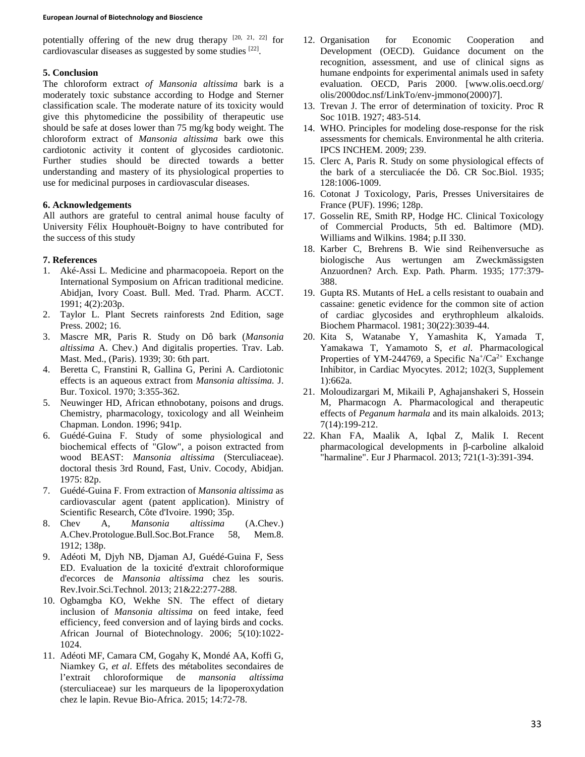potentially offering of the new drug therapy [20, 21, 22] for cardiovascular diseases as suggested by some studies [22].

## 5. Conclusion

The chloroform extract *of Mansonia altissima* bark is a moderately toxic substance according to Hodge and Sterner classification scale. The moderate nature of its toxicity would give this phytomedicine the possibility of therapeutic use should be safe at doses lower than 75 mg/kg body weight. The chloroform extract of *Mansonia altissima* bark owe this cardiotonic activity it content of glycosides cardiotonic. Further studies should be directed towards a better understanding and mastery of its physiological properties to use for medicinal purposes in cardiovascular diseases.

## 6. Acknowledgements

All authors are grateful to central animal house faculty of University Félix Houphouët-Boigny to have contributed for the success of this study

## 7. References

1. Aké-Assi L. Medicine and pharmacopoeia. Report on the International Symposium on African traditional medicine. Abidjan, Ivory Coast. Bull. Med. Trad. Pharm. ACCT. 1991; 4(2):203p.
2. Taylor L. Plant Secrets rainforests 2nd Edition, sage Press. 2002; 16.
3. Mascre MR, Paris R. Study on Dô bark (*Mansonia altissima* A. Chev.) And digitalis properties. Trav. Lab. Mast. Med., (Paris). 1939; 30: 6th part.
4. Beretta C, Franstini R, Gallina G, Perini A. Cardiotonic effects is an aqueous extract from *Mansonia altissima.* J. Bur. Toxicol. 1970; 3:355-362.
5. Neuwinger HD, African ethnobotany, poisons and drugs. Chemistry, pharmacology, toxicology and all Weinheim Chapman. London. 1996; 941p.
6. Guédé-Guina F. Study of some physiological and biochemical effects of "Glow", a poison extracted from wood BEAST: *Mansonia altissima* (Sterculiaceae). doctoral thesis 3rd Round, Fast, Univ. Cocody, Abidjan. 1975: 82p.
7. Guédé-Guina F. From extraction of *Mansonia altissima* as cardiovascular agent (patent application). Ministry of Scientific Research, Côte d'Ivoire. 1990; 35p.
8. Chev A, *Mansonia altissima* (A.Chev.) A.Chev.Protologue.Bull.Soc.Bot.France 58, Mem.8. 1912; 138p.
9. Adéoti M, Djyh NB, Djaman AJ, Guédé-Guina F, Sess ED. Evaluation de la toxicité d'extrait chloroformique d'ecorces de *Mansonia altissima* chez les souris. Rev.Ivoir.Sci.Technol. 2013; 21&22:277-288.
10. Ogbamgba KO, Wekhe SN. The effect of dietary inclusion of *Mansonia altissima* on feed intake, feed efficiency, feed conversion and of laying birds and cocks. African Journal of Biotechnology. 2006; 5(10):1022-1024.
11. Adéoti MF, Camara CM, Gogahy K, Mondé AA, Koffi G, Niamkey G, *et al*. Effets des métabolites secondaires de l'extrait chloroformique de *mansonia altissima* (sterculiaceae) sur les marqueurs de la lipoperoxydation chez le lapin. Revue Bio-Africa. 2015; 14:72-78.
12. Organisation for Economic Cooperation and Development (OECD). Guidance document on the recognition, assessment, and use of clinical signs as humane endpoints for experimental animals used in safety evaluation. OECD, Paris 2000. [www.olis.oecd.org/olis/2000doc.nsf/LinkTo/env-jmmono(2000)7].
13. Trevan J. The error of determination of toxicity. Proc R Soc 101B. 1927; 483-514.
14. WHO. Principles for modeling dose-response for the risk assessments for chemicals. Environmental he alth criteria. IPCS INCHEM. 2009; 239.
15. Clerc A, Paris R. Study on some physiological effects of the bark of a sterculiacée the Dô. CR Soc.Biol. 1935; 128:1006-1009.
16. Cotonat J Toxicology, Paris, Presses Universitaires de France (PUF). 1996; 128p.
17. Gosselin RE, Smith RP, Hodge HC. Clinical Toxicology of Commercial Products, 5th ed. Baltimore (MD). Williams and Wilkins. 1984; p.II 330.
18. Karber C, Brehrens B. Wie sind Reihenversuche as biologische Aus wertungen am Zweckmässigsten Anzuordnen? Arch. Exp. Path. Pharm. 1935; 177:379-388.
19. Gupta RS. Mutants of HeL a cells resistant to ouabain and cassaine: genetic evidence for the common site of action of cardiac glycosides and erythrophleum alkaloids. Biochem Pharmacol. 1981; 30(22):3039-44.
20. Kita S, Watanabe Y, Yamashita K, Yamada T, Yamakawa T, Yamamoto S, *et al*. Pharmacological Properties of YM-244769, a Specific $Na^{+}/Ca^{2+}$ Exchange Inhibitor, in Cardiac Myocytes. 2012; 102(3, Supplement 1):662a.
21. Moloudizargari M, Mikaili P, Aghajanshakeri S, Hossein M, Pharmacogn A. Pharmacological and therapeutic effects of *Peganum harmala* and its main alkaloids. 2013; 7(14):199-212.
22. Khan FA, Maalik A, Iqbal Z, Malik I. Recent pharmacological developments in β-carboline alkaloid "harmaline". Eur J Pharmacol. 2013; 721(1-3):391-394.